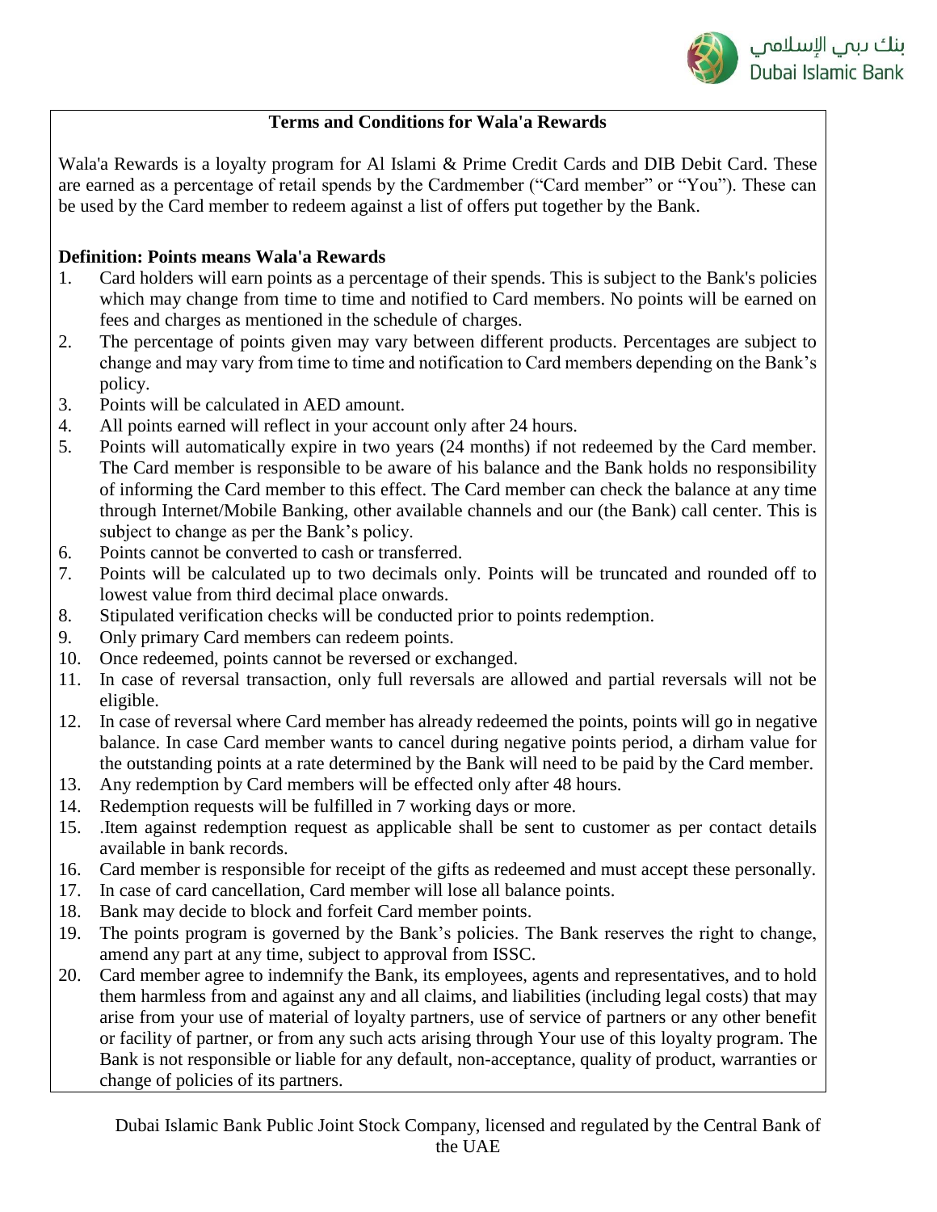## Terms and Conditions for Wala'a Rewards

Wala'a Rewards is a loyalty program for Al Islami & Prime Credit Cards and DIB Debit Card. These are earned as a percentage of retail spends by the Cardmember ("Card member" or "You"). These can be used by the Card member to redeem against a list of offers put together by the Bank.

**Definition: Points means Wala'a Rewards**

1. Card holders will earn points as a percentage of their spends. This is subject to the Bank's policies which may change from time to time and notified to Card members. No points will be earned on fees and charges as mentioned in the schedule of charges.
2. The percentage of points given may vary between different products. Percentages are subject to change and may vary from time to time and notification to Card members depending on the Bank's policy.
3. Points will be calculated in AED amount.
4. All points earned will reflect in your account only after 24 hours.
5. Points will automatically expire in two years (24 months) if not redeemed by the Card member. The Card member is responsible to be aware of his balance and the Bank holds no responsibility of informing the Card member to this effect. The Card member can check the balance at any time through Internet/Mobile Banking, other available channels and our (the Bank) call center. This is subject to change as per the Bank's policy.
6. Points cannot be converted to cash or transferred.
7. Points will be calculated up to two decimals only. Points will be truncated and rounded off to lowest value from third decimal place onwards.
8. Stipulated verification checks will be conducted prior to points redemption.
9. Only primary Card members can redeem points.
10. Once redeemed, points cannot be reversed or exchanged.
11. In case of reversal transaction, only full reversals are allowed and partial reversals will not be eligible.
12. In case of reversal where Card member has already redeemed the points, points will go in negative balance. In case Card member wants to cancel during negative points period, a dirham value for the outstanding points at a rate determined by the Bank will need to be paid by the Card member.
13. Any redemption by Card members will be effected only after 48 hours.
14. Redemption requests will be fulfilled in 7 working days or more.
15. .Item against redemption request as applicable shall be sent to customer as per contact details available in bank records.
16. Card member is responsible for receipt of the gifts as redeemed and must accept these personally.
17. In case of card cancellation, Card member will lose all balance points.
18. Bank may decide to block and forfeit Card member points.
19. The points program is governed by the Bank's policies. The Bank reserves the right to change, amend any part at any time, subject to approval from ISSC.
20. Card member agree to indemnify the Bank, its employees, agents and representatives, and to hold them harmless from and against any and all claims, and liabilities (including legal costs) that may arise from your use of material of loyalty partners, use of service of partners or any other benefit or facility of partner, or from any such acts arising through Your use of this loyalty program. The Bank is not responsible or liable for any default, non-acceptance, quality of product, warranties or change of policies of its partners.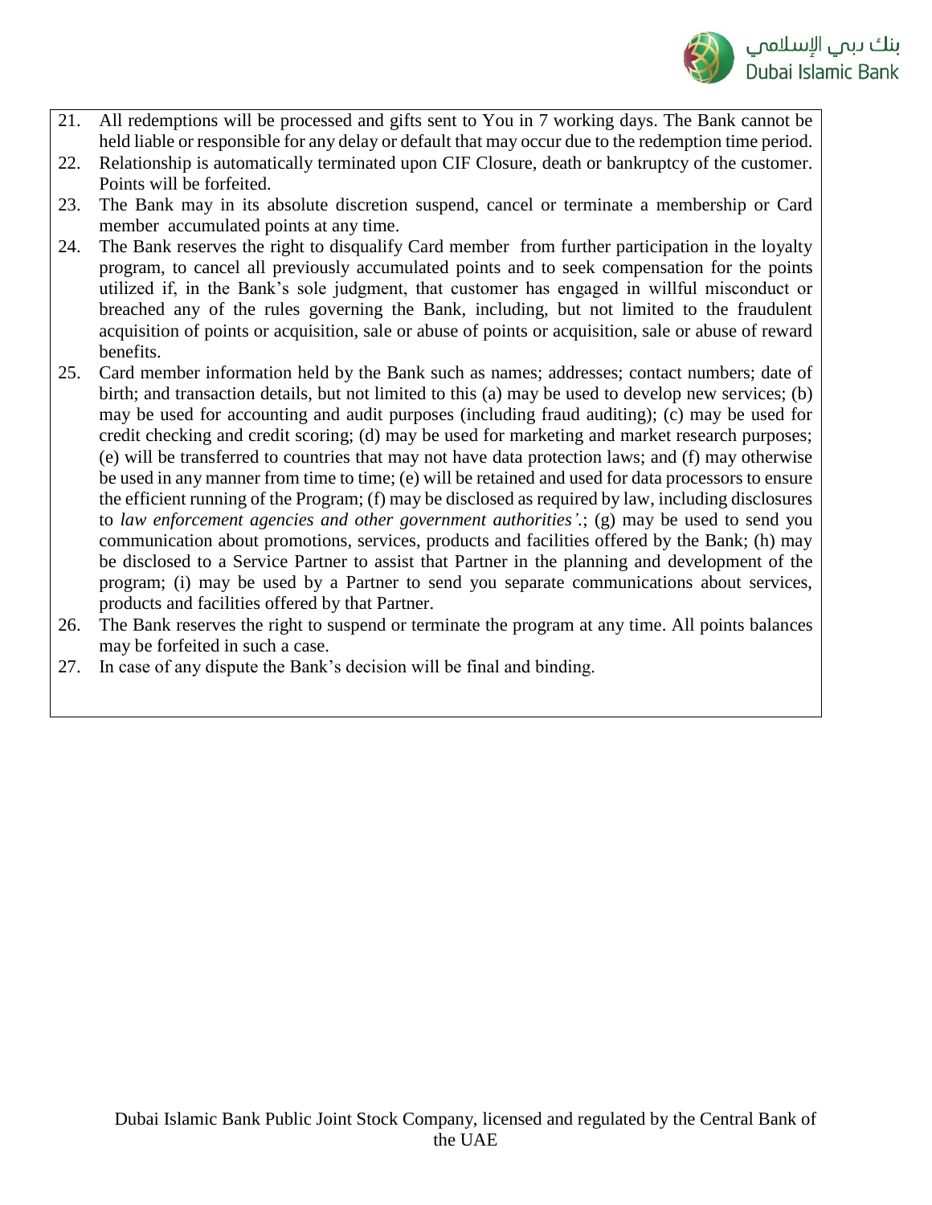21. All redemptions will be processed and gifts sent to You in 7 working days. The Bank cannot be held liable or responsible for any delay or default that may occur due to the redemption time period.
22. Relationship is automatically terminated upon CIF Closure, death or bankruptcy of the customer. Points will be forfeited.
23. The Bank may in its absolute discretion suspend, cancel or terminate a membership or Card member accumulated points at any time.
24. The Bank reserves the right to disqualify Card member from further participation in the loyalty program, to cancel all previously accumulated points and to seek compensation for the points utilized if, in the Bank's sole judgment, that customer has engaged in willful misconduct or breached any of the rules governing the Bank, including, but not limited to the fraudulent acquisition of points or acquisition, sale or abuse of points or acquisition, sale or abuse of reward benefits.
25. Card member information held by the Bank such as names; addresses; contact numbers; date of birth; and transaction details, but not limited to this (a) may be used to develop new services; (b) may be used for accounting and audit purposes (including fraud auditing); (c) may be used for credit checking and credit scoring; (d) may be used for marketing and market research purposes; (e) will be transferred to countries that may not have data protection laws; and (f) may otherwise be used in any manner from time to time; (e) will be retained and used for data processors to ensure the efficient running of the Program; (f) may be disclosed as required by law, including disclosures to *law enforcement agencies and other government authorities'*.; (g) may be used to send you communication about promotions, services, products and facilities offered by the Bank; (h) may be disclosed to a Service Partner to assist that Partner in the planning and development of the program; (i) may be used by a Partner to send you separate communications about services, products and facilities offered by that Partner.
26. The Bank reserves the right to suspend or terminate the program at any time. All points balances may be forfeited in such a case.
27. In case of any dispute the Bank's decision will be final and binding.

Dubai Islamic Bank Public Joint Stock Company, licensed and regulated by the Central Bank of the UAE